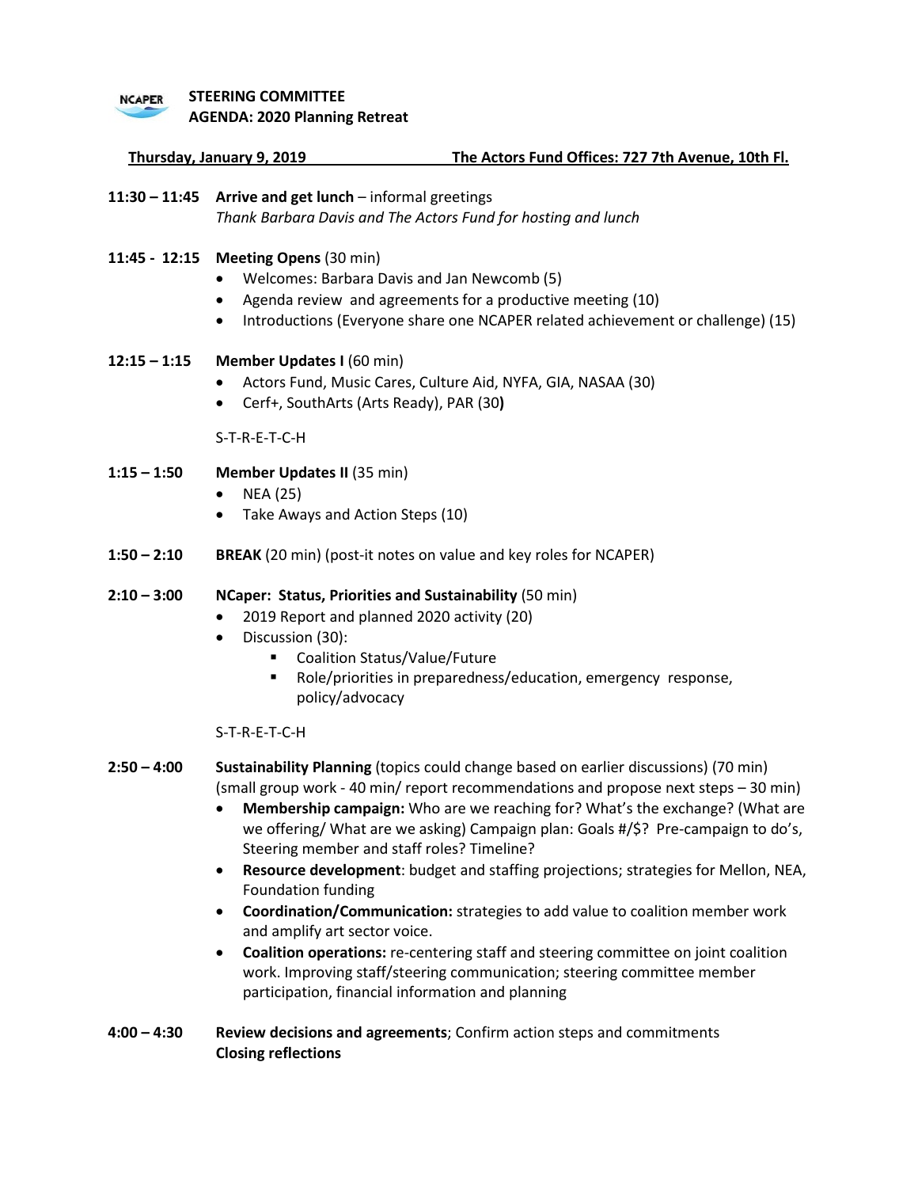**STEERING COMMITTEE**
**AGENDA: 2020 Planning Retreat**

**Thursday, January 9, 2019** **The Actors Fund Offices: 727 7th Avenue, 10th Fl.**

**11:30 – 11:45** **Arrive and get lunch** – informal greetings
*Thank Barbara Davis and The Actors Fund for hosting and lunch*

**11:45 - 12:15** **Meeting Opens** (30 min)

- Welcomes: Barbara Davis and Jan Newcomb (5)
- Agenda review and agreements for a productive meeting (10)
- Introductions (Everyone share one NCAPER related achievement or challenge) (15)

**12:15 – 1:15** **Member Updates I** (60 min)

- Actors Fund, Music Cares, Culture Aid, NYFA, GIA, NASAA (30)
- Cerf+, SouthArts (Arts Ready), PAR (30**)**

S-T-R-E-T-C-H

**1:15 – 1:50** **Member Updates II** (35 min)

- NEA (25)
- Take Aways and Action Steps (10)

**1:50 – 2:10** **BREAK** (20 min) (post-it notes on value and key roles for NCAPER)

**2:10 – 3:00** **NCaper: Status, Priorities and Sustainability** (50 min)

- 2019 Report and planned 2020 activity (20)
- Discussion (30):
  - Coalition Status/Value/Future
  - Role/priorities in preparedness/education, emergency response, policy/advocacy

S-T-R-E-T-C-H

**2:50 – 4:00** **Sustainability Planning** (topics could change based on earlier discussions) (70 min) (small group work - 40 min/ report recommendations and propose next steps – 30 min)

- **Membership campaign:** Who are we reaching for? What's the exchange? (What are we offering/ What are we asking) Campaign plan: Goals #/$? Pre-campaign to do's, Steering member and staff roles? Timeline?
- **Resource development**: budget and staffing projections; strategies for Mellon, NEA, Foundation funding
- **Coordination/Communication:** strategies to add value to coalition member work and amplify art sector voice.
- **Coalition operations:** re-centering staff and steering committee on joint coalition work. Improving staff/steering communication; steering committee member participation, financial information and planning

**4:00 – 4:30** **Review decisions and agreements**; Confirm action steps and commitments
**Closing reflections**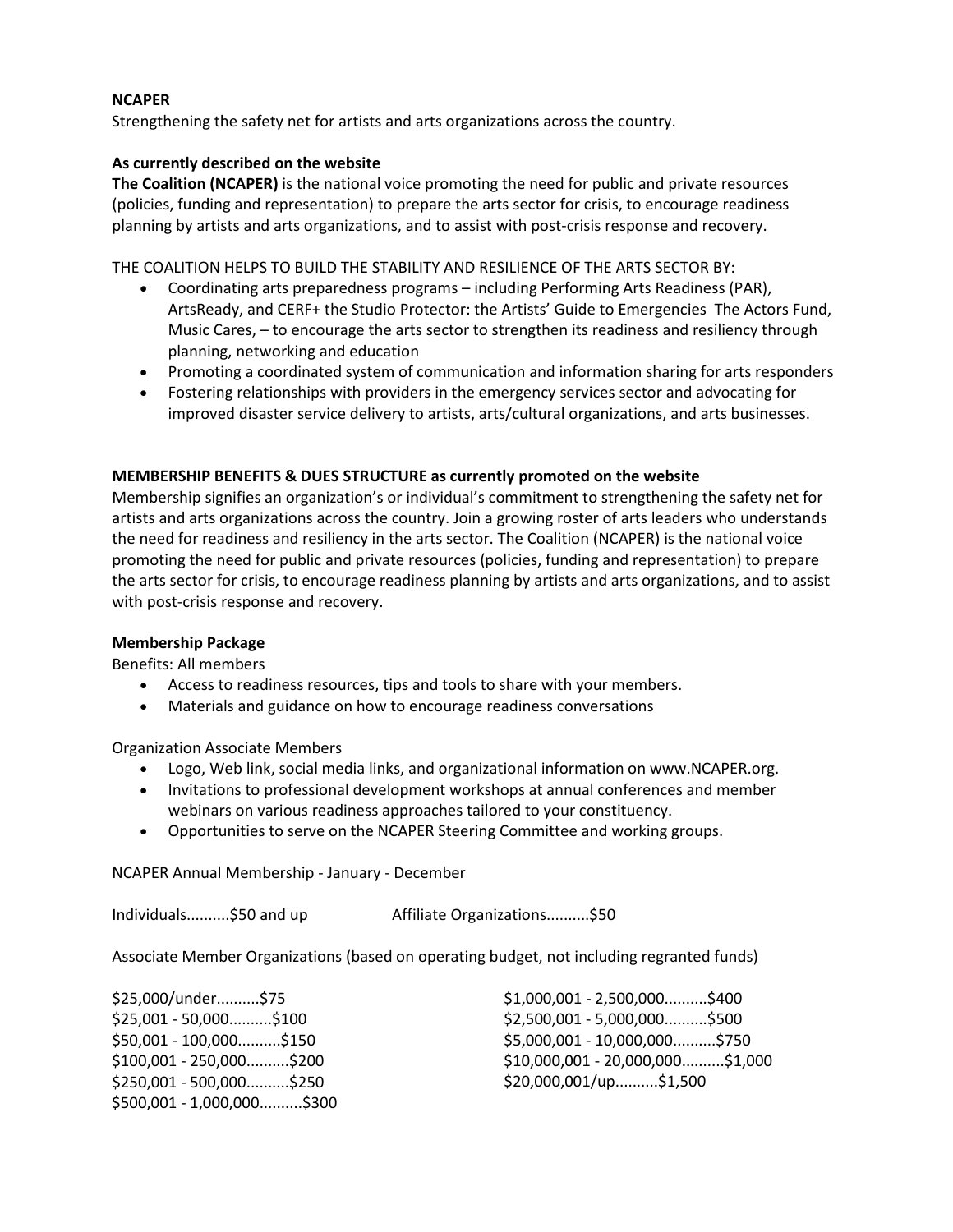**NCAPER**

Strengthening the safety net for artists and arts organizations across the country.

**As currently described on the website**

**The Coalition (NCAPER)** is the national voice promoting the need for public and private resources (policies, funding and representation) to prepare the arts sector for crisis, to encourage readiness planning by artists and arts organizations, and to assist with post-crisis response and recovery.

THE COALITION HELPS TO BUILD THE STABILITY AND RESILIENCE OF THE ARTS SECTOR BY:

- Coordinating arts preparedness programs – including Performing Arts Readiness (PAR), ArtsReady, and CERF+ the Studio Protector: the Artists' Guide to Emergencies The Actors Fund, Music Cares, – to encourage the arts sector to strengthen its readiness and resiliency through planning, networking and education
- Promoting a coordinated system of communication and information sharing for arts responders
- Fostering relationships with providers in the emergency services sector and advocating for improved disaster service delivery to artists, arts/cultural organizations, and arts businesses.

**MEMBERSHIP BENEFITS & DUES STRUCTURE as currently promoted on the website**

Membership signifies an organization's or individual's commitment to strengthening the safety net for artists and arts organizations across the country. Join a growing roster of arts leaders who understands the need for readiness and resiliency in the arts sector. The Coalition (NCAPER) is the national voice promoting the need for public and private resources (policies, funding and representation) to prepare the arts sector for crisis, to encourage readiness planning by artists and arts organizations, and to assist with post-crisis response and recovery.

**Membership Package**

Benefits: All members

- Access to readiness resources, tips and tools to share with your members.
- Materials and guidance on how to encourage readiness conversations

Organization Associate Members

- Logo, Web link, social media links, and organizational information on www.NCAPER.org.
- Invitations to professional development workshops at annual conferences and member webinars on various readiness approaches tailored to your constituency.
- Opportunities to serve on the NCAPER Steering Committee and working groups.

NCAPER Annual Membership - January - December

Individuals..........$50 and up

Affiliate Organizations..........$50

Associate Member Organizations (based on operating budget, not including regranted funds)

$25,000/under..........$75
$25,001 - 50,000..........$100
$50,001 - 100,000..........$150
$100,001 - 250,000..........$200
$250,001 - 500,000..........$250
$500,001 - 1,000,000..........$300
$1,000,001 - 2,500,000..........$400
$2,500,001 - 5,000,000..........$500
$5,000,001 - 10,000,000..........$750
$10,000,001 - 20,000,000..........$1,000
$20,000,001/up..........$1,500